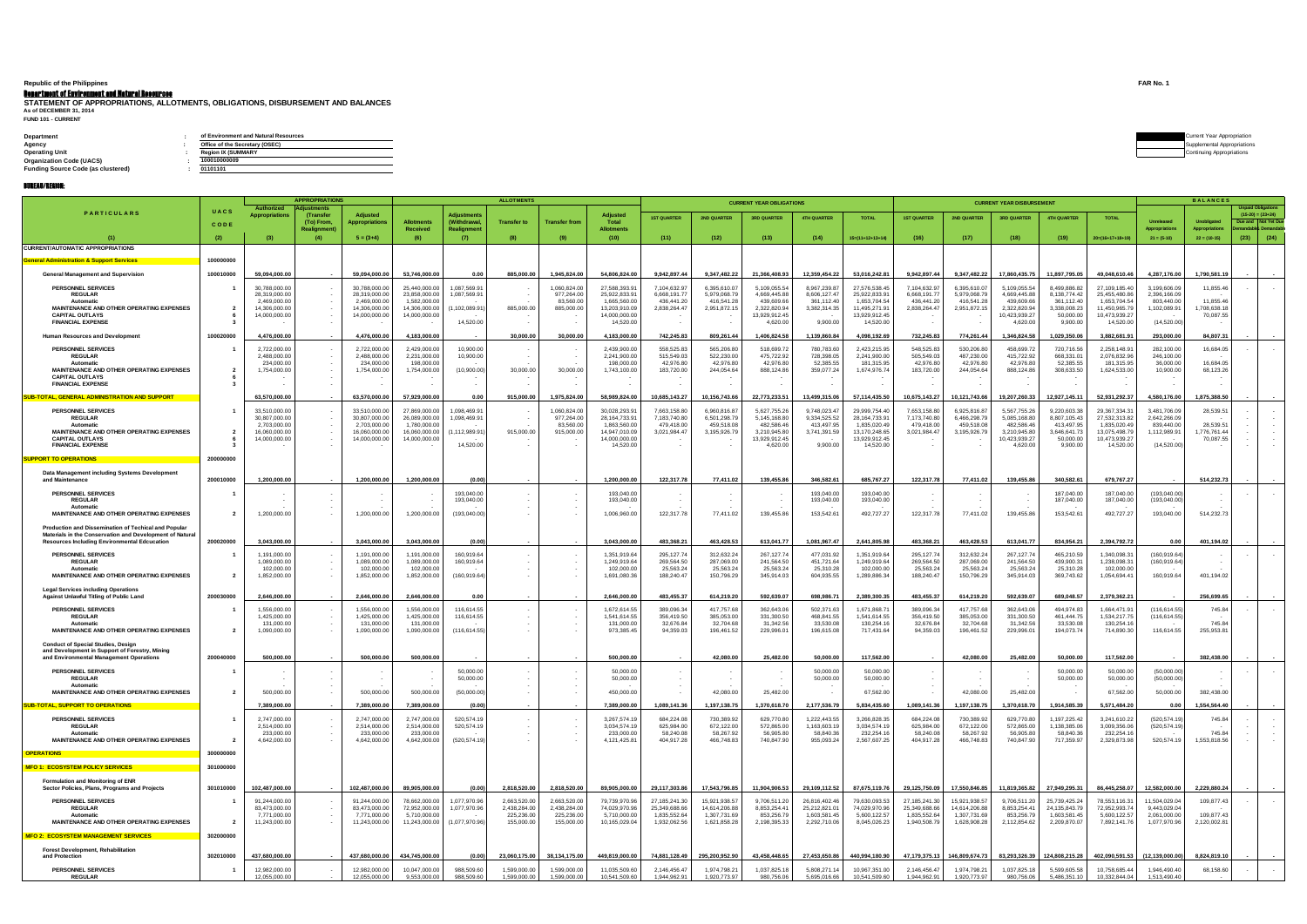**Republic of the Philippines**

**FAR No. 1**

**Department of Environment and Natural Resources**

**STATEMENT OF APPROPRIATIONS, ALLOTMENTS, OBLIGATIONS, DISBURSEMENT AND BALANCES**
**As of DECEMBER 31, 2014**
**FUND 101 - CURRENT**

| | | |
|---|---|---|
| Department | : | of Environment and Natural Resources |
| Agency | : | Office of the Secretary (OSEC) |
| Operating Unit | : | Region IX (SUMMARY |
| Organization Code (UACS) | : | 100010000009 |
| Funding Source Code (as clustered) | : | 01101101 |

Current Year Appropriation
Supplemental Appropriations
Continuing Appropriations

**BUREAU/REGION:**

| PARTICULARS | UACS CODE | APPROPRIATIONS: Authorized Appropriations | Adjustments (Transfer (To) From, Realignment) | Adjusted Appropriations | ALLOTMENTS: Allotments Received | Adjustments (Withdrawal, Realignment) | Transfer to | Transfer from | Adjusted Total Allotments | CURRENT YEAR OBLIGATIONS: 1ST QUARTER | 2ND QUARTER | 3RD QUARTER | 4TH QUARTER | TOTAL | CURRENT YEAR DISBURSEMENT: 1ST QUARTER | 2ND QUARTER | 3RD QUARTER | 4TH QUARTER | TOTAL | BALANCES: Unreleased Appropriations | Unobligated Appropriations | Unpaid Obligations (15-20) = (23+24): Due and Demandable | Not Yet Due and Demandable |
|---|---|---|---|---|---|---|---|---|---|---|---|---|---|---|---|---|---|---|---|---|---|---|---|
| (1) | (2) | (3) | (4) | 5 = (3+4) | (6) | (7) | (8) | (9) | (10) | (11) | (12) | (13) | (14) | 15=(11+12+13+14) | (16) | (17) | (18) | (19) | 20=(16+17+18+19) | 21 = (5-10) | 22 = (10-15) | (23) | (24) |
| **CURRENT/AUTOMATIC APPROPRIATIONS** | | | | | | | | | | | | | | | | | | | | | | | |
| **General Administration & Support Services** | 100000000 | | | | | | | | | | | | | | | | | | | | | | |
| **General Management and Supervision** | 100010000 | 59,094,000.00 | - | 59,094,000.00 | 53,746,000.00 | 0.00 | 885,000.00 | 1,945,824.00 | 54,806,824.00 | 9,942,897.44 | 9,347,482.22 | 21,366,408.93 | 12,359,454.22 | 53,016,242.81 | 9,942,897.44 | 9,347,482.22 | 17,860,435.75 | 11,897,795.05 | 49,048,610.46 | 4,287,176.00 | 1,790,581.19 | - | - |
| PERSONNEL SERVICES | 1 | 30,788,000.00 | - | 30,788,000.00 | 25,440,000.00 | 1,087,569.91 | - | 1,060,824.00 | 27,588,393.91 | 7,104,632.97 | 6,395,610.07 | 5,109,055.54 | 8,967,239.87 | 27,576,538.45 | 7,104,632.97 | 6,395,610.07 | 5,109,055.54 | 8,499,886.82 | 27,109,185.40 | 3,199,606.09 | 11,855.46 | - | - |
| REGULAR | | 28,319,000.00 | - | 28,319,000.00 | 23,858,000.00 | 1,087,569.91 | - | 977,264.00 | 25,922,833.91 | 6,668,191.77 | 5,979,068.79 | 4,669,445.88 | 8,606,127.47 | 25,922,833.91 | 6,668,191.77 | 5,979,068.79 | 4,669,445.88 | 8,138,774.42 | 25,455,480.86 | 2,396,166.09 | - | - | - |
| Automatic | | 2,469,000.00 | - | 2,469,000.00 | 1,582,000.00 | - | - | 83,560.00 | 1,665,560.00 | 436,441.20 | 416,541.28 | 439,609.66 | 361,112.40 | 1,653,704.54 | 436,441.20 | 416,541.28 | 439,609.66 | 361,112.40 | 1,653,704.54 | 803,440.00 | 11,855.46 | - | - |
| MAINTENANCE AND OTHER OPERATING EXPENSES | 2 | 14,306,000.00 | - | 14,306,000.00 | 14,306,000.00 | (1,102,089.91) | 885,000.00 | 885,000.00 | 13,203,910.09 | 2,838,264.47 | 2,951,872.15 | 2,322,820.94 | 3,382,314.35 | 11,495,271.91 | 2,838,264.47 | 2,951,872.15 | 2,322,820.94 | 3,338,008.23 | 11,450,965.79 | 1,102,089.91 | 1,708,638.18 | - | - |
| CAPITAL OUTLAYS | 6 | 14,000,000.00 | - | 14,000,000.00 | 14,000,000.00 | - | - | - | 14,000,000.00 | - | - | 13,929,912.45 | - | 13,929,912.45 | - | - | 10,423,939.27 | 50,000.00 | 10,473,939.27 | - | 70,087.55 | - | - |
| FINANCIAL EXPENSE | 3 | - | - | - | - | 14,520.00 | - | - | 14,520.00 | - | - | 4,620.00 | 9,900.00 | 14,520.00 | - | - | 4,620.00 | 9,900.00 | 14,520.00 | (14,520.00) | - | - | - |
| **Human Resources and Development** | 100020000 | 4,476,000.00 | - | 4,476,000.00 | 4,183,000.00 | - | 30,000.00 | 30,000.00 | 4,183,000.00 | 742,245.83 | 809,261.44 | 1,406,824.58 | 1,139,860.84 | 4,098,192.69 | 732,245.83 | 774,261.44 | 1,346,824.58 | 1,029,350.06 | 3,882,681.91 | 293,000.00 | 84,807.31 | - | - |
| PERSONNEL SERVICES | 1 | 2,722,000.00 | - | 2,722,000.00 | 2,429,000.00 | 10,900.00 | - | - | 2,439,900.00 | 558,525.83 | 565,206.80 | 518,699.72 | 780,783.60 | 2,423,215.95 | 548,525.83 | 530,206.80 | 458,699.72 | 720,716.56 | 2,258,148.91 | 282,100.00 | 16,684.05 | - | - |
| REGULAR | | 2,488,000.00 | - | 2,488,000.00 | 2,231,000.00 | 10,900.00 | - | - | 2,241,900.00 | 515,549.03 | 522,230.00 | 475,722.92 | 728,398.05 | 2,241,900.00 | 505,549.03 | 487,230.00 | 415,722.92 | 668,331.01 | 2,076,832.96 | 246,100.00 | - | - | - |
| Automatic | | 234,000.00 | - | 234,000.00 | 198,000.00 | - | - | - | 198,000.00 | 42,976.80 | 42,976.80 | 42,976.80 | 52,385.55 | 181,315.95 | 42,976.80 | 42,976.80 | 42,976.80 | 52,385.55 | 181,315.95 | 36,000.00 | 16,684.05 | - | - |
| MAINTENANCE AND OTHER OPERATING EXPENSES | 2 | 1,754,000.00 | - | 1,754,000.00 | 1,754,000.00 | (10,900.00) | 30,000.00 | 30,000.00 | 1,743,100.00 | 183,720.00 | 244,054.64 | 888,124.86 | 359,077.24 | 1,674,976.74 | 183,720.00 | 244,054.64 | 888,124.86 | 308,633.50 | 1,624,533.00 | 10,900.00 | 68,123.26 | - | - |
| CAPITAL OUTLAYS | 6 | - | - | - | - | - | - | - | - | - | - | - | - | - | - | - | - | - | - | - | - | - | - |
| FINANCIAL EXPENSE | 3 | - | - | - | - | - | - | - | - | - | - | - | - | - | - | - | - | - | - | - | - | - | - |
| **SUB-TOTAL, GENERAL ADMINISTRATION AND SUPPORT** | | 63,570,000.00 | - | 63,570,000.00 | 57,929,000.00 | 0.00 | 915,000.00 | 1,975,824.00 | 58,989,824.00 | 10,685,143.27 | 10,156,743.66 | 22,773,233.51 | 13,499,315.06 | 57,114,435.50 | 10,675,143.27 | 10,121,743.66 | 19,207,260.33 | 12,927,145.11 | 52,931,292.37 | 4,580,176.00 | 1,875,388.50 | - | - |
| PERSONNEL SERVICES | 1 | 33,510,000.00 | - | 33,510,000.00 | 27,869,000.00 | 1,098,469.91 | - | 1,060,824.00 | 30,028,293.91 | 7,663,158.80 | 6,960,816.87 | 5,627,755.26 | 9,748,023.47 | 29,999,754.40 | 7,653,158.80 | 6,925,816.87 | 5,567,755.26 | 9,220,603.38 | 29,367,334.31 | 3,481,706.09 | 28,539.51 | - | - |
| REGULAR | | 30,807,000.00 | - | 30,807,000.00 | 26,089,000.00 | 1,098,469.91 | - | 977,264.00 | 28,164,733.91 | 7,183,740.80 | 6,501,298.79 | 5,145,168.80 | 9,334,525.52 | 28,164,733.91 | 7,173,740.80 | 6,466,298.79 | 5,085,168.80 | 8,807,105.43 | 27,532,313.82 | 2,642,266.09 | - | - | - |
| Automatic | | 2,703,000.00 | - | 2,703,000.00 | 1,780,000.00 | - | - | 83,560.00 | 1,863,560.00 | 479,418.00 | 459,518.08 | 482,586.46 | 413,497.95 | 1,835,020.49 | 479,418.00 | 459,518.08 | 482,586.46 | 413,497.95 | 1,835,020.49 | 839,440.00 | 28,539.51 | - | - |
| MAINTENANCE AND OTHER OPERATING EXPENSES | 2 | 16,060,000.00 | - | 16,060,000.00 | 16,060,000.00 | (1,112,989.91) | 915,000.00 | 915,000.00 | 14,947,010.09 | 3,021,984.47 | 3,195,926.79 | 3,210,945.80 | 3,741,391.59 | 13,170,248.65 | 3,021,984.47 | 3,195,926.79 | 3,210,945.80 | 3,646,641.73 | 13,075,498.79 | 1,112,989.91 | 1,776,761.44 | - | - |
| CAPITAL OUTLAYS | 6 | 14,000,000.00 | - | 14,000,000.00 | 14,000,000.00 | - | - | - | 14,000,000.00 | - | - | 13,929,912.45 | - | 13,929,912.45 | - | - | 10,423,939.27 | 50,000.00 | 10,473,939.27 | - | 70,087.55 | - | - |
| FINANCIAL EXPENSE | 3 | - | - | - | - | 14,520.00 | - | - | 14,520.00 | - | - | 4,620.00 | 9,900.00 | 14,520.00 | - | - | 4,620.00 | 9,900.00 | 14,520.00 | (14,520.00) | - | - | - |
| **SUPPORT TO OPERATIONS** | 200000000 | | | | | | | | | | | | | | | | | | | | | | |
| **Data Management including Systems Development and Maintenance** | 200010000 | 1,200,000.00 | - | 1,200,000.00 | 1,200,000.00 | (0.00) | - | - | 1,200,000.00 | 122,317.78 | 77,411.02 | 139,455.86 | 346,582.61 | 685,767.27 | 122,317.78 | 77,411.02 | 139,455.86 | 340,582.61 | 679,767.27 | - | 514,232.73 | - | - |
| PERSONNEL SERVICES | 1 | - | - | - | - | 193,040.00 | - | - | 193,040.00 | - | - | - | 193,040.00 | 193,040.00 | - | - | - | 187,040.00 | 187,040.00 | (193,040.00) | - | - | - |
| REGULAR | | - | - | - | - | 193,040.00 | - | - | 193,040.00 | - | - | - | 193,040.00 | 193,040.00 | - | - | - | 187,040.00 | 187,040.00 | (193,040.00) | - | - | - |
| Automatic | | - | - | - | - | - | - | - | - | - | - | - | - | - | - | - | - | - | - | - | - | - | - |
| MAINTENANCE AND OTHER OPERATING EXPENSES | 2 | 1,200,000.00 | - | 1,200,000.00 | 1,200,000.00 | (193,040.00) | - | - | 1,006,960.00 | 122,317.78 | 77,411.02 | 139,455.86 | 153,542.61 | 492,727.27 | 122,317.78 | 77,411.02 | 139,455.86 | 153,542.61 | 492,727.27 | 193,040.00 | 514,232.73 | - | - |
| **Production and Dissemination of Techical and Popular Materials in the Conservation and Development of Natural Resources Including Environmental Edcucation** | 200020000 | 3,043,000.00 | - | 3,043,000.00 | 3,043,000.00 | (0.00) | - | - | 3,043,000.00 | 483,368.21 | 463,428.53 | 613,041.77 | 1,081,967.47 | 2,641,805.98 | 483,368.21 | 463,428.53 | 613,041.77 | 834,954.21 | 2,394,792.72 | 0.00 | 401,194.02 | - | - |
| PERSONNEL SERVICES | 1 | 1,191,000.00 | - | 1,191,000.00 | 1,191,000.00 | 160,919.64 | - | - | 1,351,919.64 | 295,127.74 | 312,632.24 | 267,127.74 | 477,031.92 | 1,351,919.64 | 295,127.74 | 312,632.24 | 267,127.74 | 465,210.59 | 1,340,098.31 | (160,919.64) | - | - | - |
| REGULAR | | 1,089,000.00 | - | 1,089,000.00 | 1,089,000.00 | 160,919.64 | - | - | 1,249,919.64 | 269,564.50 | 287,069.00 | 241,564.50 | 451,721.64 | 1,249,919.64 | 269,564.50 | 287,069.00 | 241,564.50 | 439,900.31 | 1,238,098.31 | (160,919.64) | - | - | - |
| Automatic | | 102,000.00 | - | 102,000.00 | 102,000.00 | - | - | - | 102,000.00 | 25,563.24 | 25,563.24 | 25,563.24 | 25,310.28 | 102,000.00 | 25,563.24 | 25,563.24 | 25,563.24 | 25,310.28 | 102,000.00 | - | - | - | - |
| MAINTENANCE AND OTHER OPERATING EXPENSES | 2 | 1,852,000.00 | - | 1,852,000.00 | 1,852,000.00 | (160,919.64) | - | - | 1,691,080.36 | 188,240.47 | 150,796.29 | 345,914.03 | 604,935.55 | 1,289,886.34 | 188,240.47 | 150,796.29 | 345,914.03 | 369,743.62 | 1,054,694.41 | 160,919.64 | 401,194.02 | - | - |
| **Legal Services including Operations Against Unlawful Titling of Public Land** | 200030000 | 2,646,000.00 | - | 2,646,000.00 | 2,646,000.00 | 0.00 | - | - | 2,646,000.00 | 483,455.37 | 614,219.20 | 592,639.07 | 698,986.71 | 2,389,300.35 | 483,455.37 | 614,219.20 | 592,639.07 | 689,048.57 | 2,379,362.21 | - | 256,699.65 | - | - |
| PERSONNEL SERVICES | 1 | 1,556,000.00 | - | 1,556,000.00 | 1,556,000.00 | 116,614.55 | - | - | 1,672,614.55 | 389,096.34 | 417,757.68 | 362,643.06 | 502,371.63 | 1,671,868.71 | 389,096.34 | 417,757.68 | 362,643.06 | 494,974.83 | 1,664,471.91 | (116,614.55) | 745.84 | - | - |
| REGULAR | | 1,425,000.00 | - | 1,425,000.00 | 1,425,000.00 | 116,614.55 | - | - | 1,541,614.55 | 356,419.50 | 385,053.00 | 331,300.50 | 468,841.55 | 1,541,614.55 | 356,419.50 | 385,053.00 | 331,300.50 | 461,444.75 | 1,534,217.75 | (116,614.55) | - | - | - |
| Automatic | | 131,000.00 | - | 131,000.00 | 131,000.00 | - | - | - | 131,000.00 | 32,676.84 | 32,704.68 | 31,342.56 | 33,530.08 | 130,254.16 | 32,676.84 | 32,704.68 | 31,342.56 | 33,530.08 | 130,254.16 | - | 745.84 | - | - |
| MAINTENANCE AND OTHER OPERATING EXPENSES | 2 | 1,090,000.00 | - | 1,090,000.00 | 1,090,000.00 | (116,614.55) | - | - | 973,385.45 | 94,359.03 | 196,461.52 | 229,996.01 | 196,615.08 | 717,431.64 | 94,359.03 | 196,461.52 | 229,996.01 | 194,073.74 | 714,890.30 | 116,614.55 | 255,953.81 | - | - |
| **Conduct of Special Studies, Design and Development in Support of Forestry, Mining and Environmental Management Operations** | 200040000 | 500,000.00 | - | 500,000.00 | 500,000.00 | - | - | - | 500,000.00 | - | 42,080.00 | 25,482.00 | 50,000.00 | 117,562.00 | - | 42,080.00 | 25,482.00 | 50,000.00 | 117,562.00 | - | 382,438.00 | - | - |
| PERSONNEL SERVICES | 1 | - | - | - | - | 50,000.00 | - | - | 50,000.00 | - | - | - | 50,000.00 | 50,000.00 | - | - | - | 50,000.00 | 50,000.00 | (50,000.00) | - | - | - |
| REGULAR | | - | - | - | - | 50,000.00 | - | - | 50,000.00 | - | - | - | 50,000.00 | 50,000.00 | - | - | - | 50,000.00 | 50,000.00 | (50,000.00) | - | - | - |
| Automatic | | - | - | - | - | - | - | - | - | - | - | - | - | - | - | - | - | - | - | - | - | - | - |
| MAINTENANCE AND OTHER OPERATING EXPENSES | 2 | 500,000.00 | - | 500,000.00 | 500,000.00 | (50,000.00) | - | - | 450,000.00 | - | 42,080.00 | 25,482.00 | - | 67,562.00 | - | 42,080.00 | 25,482.00 | - | 67,562.00 | 50,000.00 | 382,438.00 | - | - |
| **SUB-TOTAL, SUPPORT TO OPERATIONS** | | 7,389,000.00 | - | 7,389,000.00 | 7,389,000.00 | (0.00) | - | - | 7,389,000.00 | 1,089,141.36 | 1,197,138.75 | 1,370,618.70 | 2,177,536.79 | 5,834,435.60 | 1,089,141.36 | 1,197,138.75 | 1,370,618.70 | 1,914,585.39 | 5,571,484.20 | 0.00 | 1,554,564.40 | - | - |
| PERSONNEL SERVICES | 1 | 2,747,000.00 | - | 2,747,000.00 | 2,747,000.00 | 520,574.19 | - | - | 3,267,574.19 | 684,224.08 | 730,389.92 | 629,770.80 | 1,222,443.55 | 3,266,828.35 | 684,224.08 | 730,389.92 | 629,770.80 | 1,197,225.42 | 3,241,610.22 | (520,574.19) | 745.84 | - | - |
| REGULAR | | 2,514,000.00 | - | 2,514,000.00 | 2,514,000.00 | 520,574.19 | - | - | 3,034,574.19 | 625,984.80 | 672,122.00 | 572,865.00 | 1,163,603.19 | 3,034,574.19 | 625,984.80 | 672,122.00 | 572,865.00 | 1,138,385.06 | 3,009,356.06 | (520,574.19) | - | - | - |
| Automatic | | 233,000.00 | - | 233,000.00 | 233,000.00 | - | - | - | 233,000.00 | 58,240.08 | 58,267.92 | 56,905.80 | 58,840.36 | 232,254.16 | 58,240.08 | 58,267.92 | 56,905.80 | 58,840.36 | 232,254.16 | - | 745.84 | - | - |
| MAINTENANCE AND OTHER OPERATING EXPENSES | 2 | 4,642,000.00 | - | 4,642,000.00 | 4,642,000.00 | (520,574.19) | - | - | 4,121,425.81 | 404,917.28 | 466,748.83 | 740,847.90 | 955,093.24 | 2,567,607.25 | 404,917.28 | 466,748.83 | 740,847.90 | 717,359.97 | 2,329,873.98 | 520,574.19 | 1,553,818.56 | - | - |
| **OPERATIONS** | 300000000 | | | | | | | | | | | | | | | | | | | | | | |
| **MFO 1: ECOSYSTEM POLICY SERVICES** | 301000000 | | | | | | | | | | | | | | | | | | | | | | |
| **Formulation and Monitoring of ENR Sector Policies, Plans, Programs and Projects** | 301010000 | 102,487,000.00 | - | 102,487,000.00 | 89,905,000.00 | (0.00) | 2,818,520.00 | 2,818,520.00 | 89,905,000.00 | 29,117,303.86 | 17,543,796.85 | 11,904,906.53 | 29,109,112.52 | 87,675,119.76 | 29,125,750.09 | 17,550,846.85 | 11,819,365.82 | 27,949,295.31 | 86,445,258.07 | 12,582,000.00 | 2,229,880.24 | - | - |
| PERSONNEL SERVICES | 1 | 91,244,000.00 | - | 91,244,000.00 | 78,662,000.00 | 1,077,970.96 | 2,663,520.00 | 2,663,520.00 | 79,739,970.96 | 27,185,241.30 | 15,921,938.57 | 9,706,511.20 | 26,816,402.46 | 79,630,093.53 | 27,185,241.30 | 15,921,938.57 | 9,706,511.20 | 25,739,425.24 | 78,553,116.31 | 11,504,029.04 | 109,877.43 | - | - |
| REGULAR | | 83,473,000.00 | - | 83,473,000.00 | 72,952,000.00 | 1,077,970.96 | 2,438,284.00 | 2,438,284.00 | 74,029,970.96 | 25,349,688.66 | 14,614,206.88 | 8,853,254.41 | 25,212,821.01 | 74,029,970.96 | 25,349,688.66 | 14,614,206.88 | 8,853,254.41 | 24,135,843.79 | 72,952,993.74 | 9,443,029.04 | - | - | - |
| Automatic | | 7,771,000.00 | - | 7,771,000.00 | 5,710,000.00 | - | 225,236.00 | 225,236.00 | 5,710,000.00 | 1,835,552.64 | 1,307,731.69 | 853,256.79 | 1,603,581.45 | 5,600,122.57 | 1,835,552.64 | 1,307,731.69 | 853,256.79 | 1,603,581.45 | 5,600,122.57 | 2,061,000.00 | 109,877.43 | - | - |
| MAINTENANCE AND OTHER OPERATING EXPENSES | 2 | 11,243,000.00 | - | 11,243,000.00 | 11,243,000.00 | (1,077,970.96) | 155,000.00 | 155,000.00 | 10,165,029.04 | 1,932,062.56 | 1,621,858.28 | 2,198,395.33 | 2,292,710.06 | 8,045,026.23 | 1,940,508.79 | 1,628,908.28 | 2,112,854.62 | 2,209,870.07 | 7,892,141.76 | 1,077,970.96 | 2,120,002.81 | - | - |
| **MFO 2: ECOSYSTEM MANAGEMENT SERVICES** | 302000000 | | | | | | | | | | | | | | | | | | | | | | |
| **Forest Development, Rehabilitation and Protection** | 302010000 | 437,680,000.00 | - | 437,680,000.00 | 434,745,000.00 | (0.00) | 23,060,175.00 | 38,134,175.00 | 449,819,000.00 | 74,881,128.49 | 295,200,952.90 | 43,458,448.65 | 27,453,650.86 | 440,994,180.90 | 47,179,375.13 | 146,809,674.73 | 83,293,326.39 | 124,808,215.28 | 402,090,591.53 | (12,139,000.00) | 8,824,819.10 | - | - |
| PERSONNEL SERVICES | 1 | 12,982,000.00 | - | 12,982,000.00 | 10,047,000.00 | 988,509.60 | 1,599,000.00 | 1,599,000.00 | 11,035,509.60 | 2,146,456.47 | 1,974,798.21 | 1,037,825.18 | 5,808,271.14 | 10,967,351.00 | 2,146,456.47 | 1,974,798.21 | 1,037,825.18 | 5,599,605.58 | 10,758,685.44 | 1,946,490.40 | 68,158.60 | - | - |
| REGULAR | | 12,055,000.00 | - | 12,055,000.00 | 9,553,000.00 | 988,509.60 | 1,599,000.00 | 1,599,000.00 | 10,541,509.60 | 1,944,962.91 | 1,920,773.97 | 980,756.06 | 5,695,016.66 | 10,541,509.60 | 1,944,962.91 | 1,920,773.97 | 980,756.06 | 5,486,351.10 | 10,332,844.04 | 1,513,490.40 | - | - | - |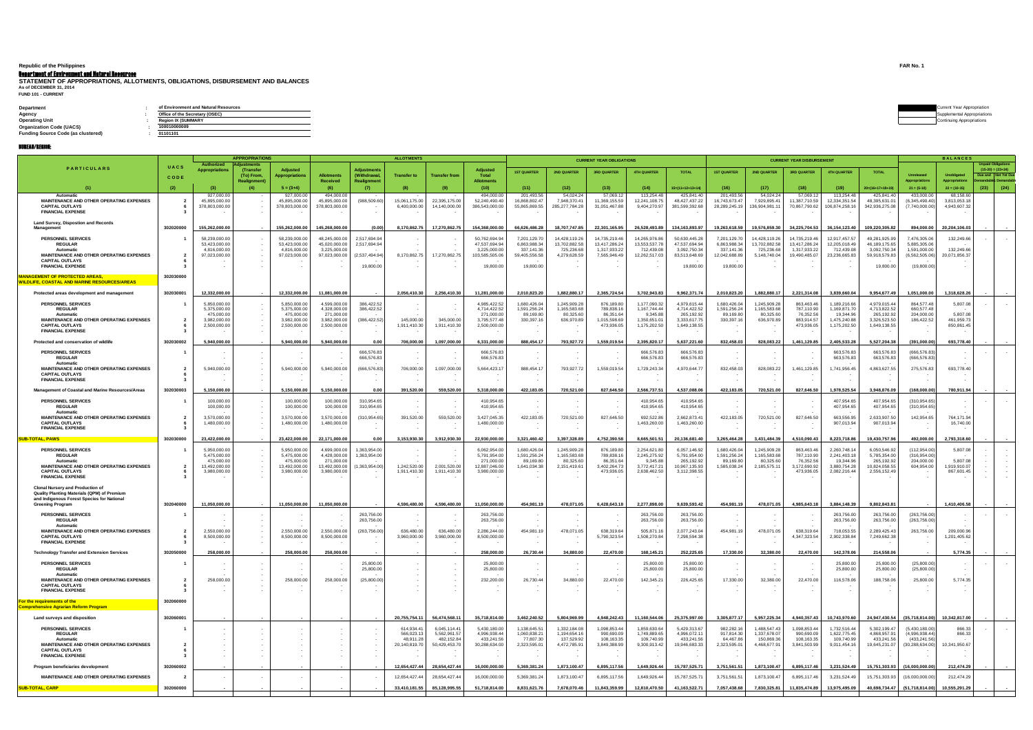**Republic of the Philippines**

**FAR No. 1**

**Department of Environment and Natural Resources**

**STATEMENT OF APPROPRIATIONS, ALLOTMENTS, OBLIGATIONS, DISBURSEMENT AND BALANCES**
**As of DECEMBER 31, 2014**
**FUND 101 - CURRENT**

| | | |
|---|---|---|
| Department | : | of Environment and Natural Resources |
| Agency | : | Office of the Secretary (OSEC) |
| Operating Unit | : | Region IX (SUMMARY |
| Organization Code (UACS) | : | 100010000009 |
| Funding Source Code (as clustered) | : | 01101101 |

Current Year Appropriation
Supplemental Appropriations
Continuing Appropriations

**BUREAU/REGION:**

| PARTICULARS | UACS CODE | APPROPRIATIONS: Authorized Appropriations | Adjustments (Transfer (To) From, Realignment) | Adjusted Appropriations | ALLOTMENTS: Allotments Received | Adjustments (Withdrawal, Realignment) | Transfer to | Transfer from | Adjusted Total Allotments | CURRENT YEAR OBLIGATIONS: 1ST QUARTER | 2ND QUARTER | 3RD QUARTER | 4TH QUARTER | TOTAL | CURRENT YEAR DISBURSEMENT: 1ST QUARTER | 2ND QUARTER | 3RD QUARTER | 4TH QUARTER | TOTAL | BALANCES: Unreleased Appropriations | Unobligated Appropriations | Unpaid Obligations (15-20) = (23+24): Due and Demandable | Not Yet Due |
|---|---|---|---|---|---|---|---|---|---|---|---|---|---|---|---|---|---|---|---|---|---|---|---|
| (1) | (2) | (3) | (4) | 5 = (3+4) | (6) | (7) | (8) | (9) | (10) | (11) | (12) | (13) | (14) | 15=(11+12+13+14) | (16) | (17) | (18) | (19) | 20=(16+17+18+19) | 21 = (5-10) | 22 = (10-15) | (23) | (24) |
| Automatic | | 927,000.00 | - | 927,000.00 | 494,000.00 | - | - | - | 494,000.00 | 201,493.56 | 54,024.24 | 57,069.12 | 113,254.48 | 425,841.40 | 201,493.56 | 54,024.24 | 57,069.12 | 113,254.48 | 425,841.40 | 433,000.00 | 68,158.60 | | |
| MAINTENANCE AND OTHER OPERATING EXPENSES | 2 | 45,895,000.00 | - | 45,895,000.00 | 45,895,000.00 | (988,509.60) | 15,061,175.00 | 22,395,175.00 | 52,240,490.40 | 16,868,802.47 | 7,948,370.41 | 11,369,155.59 | 12,241,108.75 | 48,427,437.22 | 16,743,673.47 | 7,929,895.41 | 11,387,710.59 | 12,334,351.54 | 48,395,631.01 | (6,345,490.40) | 3,813,053.18 | | |
| CAPITAL OUTLAYS | 6 | 378,803,000.00 | - | 378,803,000.00 | 378,803,000.00 | - | 6,400,000.00 | 14,140,000.00 | 386,543,000.00 | 55,865,869.55 | 285,277,784.28 | 31,051,467.88 | 9,404,270.97 | 381,599,392.68 | 28,289,245.19 | 136,904,981.11 | 70,867,790.62 | 106,874,258.16 | 342,936,275.08 | (7,740,000.00) | 4,943,607.32 | | |
| FINANCIAL EXPENSE | 3 | - | - | - | - | | | | - | | | | | - | | | | | - | - | - | | |
| Land Survey, Dispostion and Records Management | 302020000 | 155,262,000.00 | - | 155,262,000.00 | 145,268,000.00 | (0.00) | 8,170,862.75 | 17,270,862.75 | 154,368,000.00 | 66,626,486.28 | 18,707,747.85 | 22,301,165.95 | 26,528,493.89 | 134,163,893.97 | 19,263,618.59 | 19,576,859.30 | 34,225,704.53 | 36,154,123.40 | 109,220,305.82 | 894,000.00 | 20,204,106.03 | - | - |
| PERSONNEL SERVICES | 1 | 58,239,000.00 | - | 58,239,000.00 | 48,245,000.00 | 2,517,694.94 | - | - | 50,762,694.94 | 7,201,129.70 | 14,428,119.26 | 14,735,219.46 | 14,265,976.86 | 50,630,445.28 | 7,201,129.70 | 14,428,119.26 | 14,735,219.46 | 12,917,457.57 | 49,281,925.99 | 7,476,305.06 | 132,249.66 | - | - |
| REGULAR | | 53,423,000.00 | - | 53,423,000.00 | 45,020,000.00 | 2,517,694.94 | | | 47,537,694.94 | 6,863,988.34 | 13,702,882.58 | 13,417,286.24 | 13,553,537.78 | 47,537,694.94 | 6,863,988.34 | 13,702,882.58 | 13,417,286.24 | 12,205,018.49 | 46,189,175.65 | 5,885,305.06 | - | | |
| Automatic | | 4,816,000.00 | - | 4,816,000.00 | 3,225,000.00 | - | | | 3,225,000.00 | 337,141.36 | 725,236.68 | 1,317,933.22 | 712,439.08 | 3,092,750.34 | 337,141.36 | 725,236.68 | 1,317,933.22 | 712,439.08 | 3,092,750.34 | 1,591,000.00 | 132,249.66 | | |
| MAINTENANCE AND OTHER OPERATING EXPENSES | 2 | 97,023,000.00 | - | 97,023,000.00 | 97,023,000.00 | (2,537,494.94) | 8,170,862.75 | 17,270,862.75 | 103,585,505.06 | 59,405,556.58 | 4,279,628.59 | 7,565,946.49 | 12,262,517.03 | 83,513,648.69 | 12,042,688.89 | 5,148,740.04 | 19,490,485.07 | 23,236,665.83 | 59,918,579.83 | (6,562,505.06) | 20,071,856.37 | | |
| CAPITAL OUTLAYS | 6 | - | - | - | - | | | | - | | | | | - | | | | | - | - | - | | |
| FINANCIAL EXPENSE | 3 | - | - | - | - | 19,800.00 | - | - | 19,800.00 | 19,800.00 | | | | 19,800.00 | 19,800.00 | | | | 19,800.00 | (19,800.00) | - | | |
| MANAGEMENT OF PROTECTED AREAS, WILDLIFE, COASTAL AND MARINE RESOURCES/AREAS | 302030000 | | | | | | | | | | | | | | | | | | | | | | |
| Protected areas development and management | 302030001 | 12,332,000.00 | - | 12,332,000.00 | 11,081,000.00 | - | 2,056,410.30 | 2,256,410.30 | 11,281,000.00 | 2,010,823.20 | 1,882,880.17 | 2,365,724.54 | 3,702,943.83 | 9,962,371.74 | 2,010,823.20 | 1,882,880.17 | 2,221,314.08 | 3,839,660.04 | 9,954,677.49 | 1,051,000.00 | 1,318,628.26 | - | - |
| PERSONNEL SERVICES | 1 | 5,850,000.00 | - | 5,850,000.00 | 4,599,000.00 | 386,422.52 | - | - | 4,985,422.52 | 1,680,426.04 | 1,245,909.28 | 876,189.80 | 1,177,090.32 | 4,979,615.44 | 1,680,426.04 | 1,245,909.28 | 863,463.46 | 1,189,216.66 | 4,979,015.44 | 864,577.48 | 5,807.08 | - | - |
| REGULAR | | 5,375,000.00 | - | 5,375,000.00 | 4,328,000.00 | 386,422.52 | | | 4,714,422.52 | 1,591,256.24 | 1,165,583.68 | 789,838.16 | 1,167,744.44 | 4,714,422.52 | 1,591,256.24 | 1,165,583.68 | 787,110.90 | 1,169,871.70 | 4,713,822.52 | 660,577.48 | - | | |
| Automatic | | 475,000.00 | - | 475,000.00 | 271,000.00 | | | | 271,000.00 | 89,169.80 | 80,325.60 | 86,351.64 | 9,345.88 | 265,192.92 | 89,169.80 | 80,325.60 | 76,352.56 | 19,344.96 | 265,192.92 | 204,000.00 | 5,807.08 | | |
| MAINTENANCE AND OTHER OPERATING EXPENSES | 2 | 3,982,000.00 | - | 3,982,000.00 | 3,982,000.00 | (386,422.52) | 145,000.00 | 345,000.00 | 3,795,577.48 | 330,397.16 | 636,970.89 | 1,015,598.69 | 1,350,651.01 | 3,333,617.75 | 330,397.16 | 636,970.89 | 883,914.57 | 1,475,240.88 | 3,326,523.50 | 186,422.52 | 461,959.73 | | |
| CAPITAL OUTLAYS | 6 | 2,500,000.00 | - | 2,500,000.00 | 2,500,000.00 | | 1,911,410.30 | 1,911,410.30 | 2,500,000.00 | - | - | 473,936.05 | 1,175,202.50 | 1,649,138.55 | - | - | 473,936.05 | 1,175,202.50 | 1,649,138.55 | - | 850,861.45 | | |
| FINANCIAL EXPENSE | 3 | - | - | - | - | | | | - | | | | | - | | | | | - | - | - | | |
| Protected and conservation of wildlife | 302030002 | 5,940,000.00 | - | 5,940,000.00 | 5,940,000.00 | 0.00 | 706,000.00 | 1,097,000.00 | 6,331,000.00 | 888,454.17 | 793,927.72 | 1,559,019.54 | 2,395,820.17 | 5,637,221.60 | 832,458.03 | 828,083.22 | 1,461,129.85 | 2,405,533.28 | 5,527,204.38 | (391,000.00) | 693,778.40 | - | - |
| PERSONNEL SERVICES | 1 | - | - | - | - | 666,576.83 | - | - | 666,576.83 | - | - | - | 666,576.83 | 666,576.83 | - | - | - | 663,576.83 | 663,576.83 | (666,576.83) | - | - | - |
| REGULAR | | - | - | - | - | 666,576.83 | | | 666,576.83 | | | | 666,576.83 | 666,576.83 | | | | 663,576.83 | 663,576.83 | (666,576.83) | - | | |
| Automatic | | - | - | - | - | | | | - | | | | | - | | | | | - | - | - | | |
| MAINTENANCE AND OTHER OPERATING EXPENSES | 2 | 5,940,000.00 | - | 5,940,000.00 | 5,940,000.00 | (666,576.83) | 706,000.00 | 1,097,000.00 | 5,664,423.17 | 888,454.17 | 793,927.72 | 1,559,019.54 | 1,729,243.34 | 4,970,644.77 | 832,458.03 | 828,083.22 | 1,461,129.85 | 1,741,956.45 | 4,863,627.55 | 275,576.83 | 693,778.40 | | |
| CAPITAL OUTLAYS | 6 | - | - | - | - | | | | - | | | | | - | | | | | - | - | - | | |
| FINANCIAL EXPENSE | 3 | - | - | - | - | | | | - | | | | | - | | | | | - | - | - | | |
| Management of Coastal and Marine Resources/Areas | 302030003 | 5,150,000.00 | - | 5,150,000.00 | 5,150,000.00 | 0.00 | 391,520.00 | 559,520.00 | 5,318,000.00 | 422,183.05 | 720,521.00 | 827,646.50 | 2,566,737.51 | 4,537,088.06 | 422,183.05 | 720,521.00 | 827,646.50 | 1,978,525.54 | 3,948,876.09 | (168,000.00) | 780,911.94 | - | - |
| PERSONNEL SERVICES | 1 | 100,000.00 | - | 100,000.00 | 100,000.00 | 310,954.65 | - | - | 410,954.65 | - | - | - | 410,954.65 | 410,954.65 | - | - | - | 407,954.65 | 407,954.65 | (310,954.65) | - | - | - |
| REGULAR | | 100,000.00 | - | 100,000.00 | 100,000.00 | 310,954.65 | | | 410,954.65 | | | | 410,954.65 | 410,954.65 | | | | 407,954.65 | 407,954.65 | (310,954.65) | - | | |
| Automatic | | - | - | - | - | | | | - | | | | | - | | | | | - | - | - | | |
| MAINTENANCE AND OTHER OPERATING EXPENSES | 2 | 3,570,000.00 | - | 3,570,000.00 | 3,570,000.00 | (310,954.65) | 391,520.00 | 559,520.00 | 3,427,045.35 | 422,183.05 | 720,521.00 | 827,646.50 | 692,522.86 | 2,662,873.41 | 422,183.05 | 720,521.00 | 827,646.50 | 663,556.95 | 2,633,907.50 | 142,954.65 | 764,171.94 | | |
| CAPITAL OUTLAYS | 6 | 1,480,000.00 | - | 1,480,000.00 | 1,480,000.00 | | | | 1,480,000.00 | - | - | - | 1,463,260.00 | 1,463,260.00 | - | - | - | 907,013.94 | 907,013.94 | - | 16,740.00 | | |
| FINANCIAL EXPENSE | 3 | - | - | - | - | | | | - | | | | | - | | | | | - | - | - | | |
| SUB-TOTAL, PAWS | 302030000 | 23,422,000.00 | - | 23,422,000.00 | 22,171,000.00 | 0.00 | 3,153,930.30 | 3,912,930.30 | 22,930,000.00 | 3,321,460.42 | 3,397,328.89 | 4,752,390.58 | 8,665,501.51 | 20,136,681.40 | 3,265,464.28 | 3,431,484.39 | 4,510,090.43 | 8,223,718.86 | 19,430,757.96 | 492,000.00 | 2,793,318.60 | - | - |
| PERSONNEL SERVICES | 1 | 5,950,000.00 | - | 5,950,000.00 | 4,699,000.00 | 1,363,954.00 | - | - | 6,062,954.00 | 1,680,426.04 | 1,245,909.28 | 876,189.80 | 2,254,621.80 | 6,057,146.92 | 1,680,426.04 | 1,245,909.28 | 863,463.46 | 2,260,748.14 | 6,050,546.92 | (112,954.00) | 5,807.08 | - | - |
| REGULAR | | 5,475,000.00 | - | 5,475,000.00 | 4,428,000.00 | 1,363,954.00 | | | 5,791,954.00 | 1,591,256.24 | 1,165,583.68 | 789,838.16 | 2,245,275.92 | 5,791,954.00 | 1,591,256.24 | 1,165,583.68 | 787,110.90 | 2,241,403.18 | 5,785,354.00 | (316,954.00) | - | - | - |
| Automatic | | 475,000.00 | - | 475,000.00 | 271,000.00 | | | | 271,000.00 | 89,169.80 | 80,325.60 | 86,351.64 | 9,345.88 | 265,192.92 | 89,169.80 | 80,325.60 | 76,352.56 | 19,344.96 | 265,192.92 | 204,000.00 | 5,807.08 | - | - |
| MAINTENANCE AND OTHER OPERATING EXPENSES | 2 | 13,492,000.00 | - | 13,492,000.00 | 13,492,000.00 | (1,363,954.00) | 1,242,520.00 | 2,001,520.00 | 12,887,046.00 | 1,641,034.38 | 2,151,419.61 | 3,402,264.73 | 3,772,417.21 | 10,967,135.93 | 1,585,038.24 | 2,185,575.11 | 3,172,690.92 | 3,880,754.28 | 10,824,058.55 | 604,954.00 | 1,919,910.07 | - | - |
| CAPITAL OUTLAYS | 6 | 3,980,000.00 | - | 3,980,000.00 | 3,980,000.00 | | 1,911,410.30 | 1,911,410.30 | 3,980,000.00 | - | - | 473,936.05 | 2,638,462.50 | 3,112,398.55 | - | - | 473,936.05 | 2,082,216.44 | 2,556,152.49 | - | 867,601.45 | - | - |
| FINANCIAL EXPENSE | 3 | - | - | - | - | | | | - | | | | | - | | | | | - | - | - | - | - |
| Clonal Nursery and Production of Quality Planting Materials (QPM) of Premium and Indigenous Forest Species for National Greening Program | 302040000 | 11,050,000.00 | - | 11,050,000.00 | 11,050,000.00 | - | 4,596,480.00 | 4,596,480.00 | 11,050,000.00 | 454,981.19 | 478,071.05 | 6,428,643.18 | 2,277,898.00 | 9,639,593.42 | 454,981.19 | 478,071.05 | 4,985,643.18 | 3,884,148.39 | 9,802,843.81 | - | 1,410,406.58 | - | - |
| PERSONNEL SERVICES | 1 | - | - | - | - | 263,756.00 | - | - | 263,756.00 | - | - | - | 263,756.00 | 263,756.00 | - | - | - | 263,756.00 | 263,756.00 | (263,756.00) | - | - | - |
| REGULAR | | - | - | - | - | 263,756.00 | | | 263,756.00 | | | | 263,756.00 | 263,756.00 | | | | 263,756.00 | 263,756.00 | (263,756.00) | - | | |
| Automatic | | | | | | | | | | | | | | | | | | | | | | | |
| MAINTENANCE AND OTHER OPERATING EXPENSES | 2 | 2,550,000.00 | - | 2,550,000.00 | 2,550,000.00 | (263,756.00) | 636,480.00 | 636,480.00 | 2,286,244.00 | 454,981.19 | 478,071.05 | 638,319.64 | 505,871.16 | 2,077,243.04 | 454,981.19 | 478,071.05 | 638,319.64 | 718,053.55 | 2,289,425.43 | 263,756.00 | 209,000.96 | | |
| CAPITAL OUTLAYS | 6 | 8,500,000.00 | - | 8,500,000.00 | 8,500,000.00 | | 3,960,000.00 | 3,960,000.00 | 8,500,000.00 | - | - | 5,790,323.54 | 1,508,270.84 | 7,298,594.38 | - | - | 4,347,323.54 | 2,902,338.84 | 7,249,662.38 | - | 1,201,405.62 | | |
| FINANCIAL EXPENSE | 3 | - | - | - | - | | | | - | | | | | - | | | | | - | - | - | | |
| Technology Transfer and Extension Services | 302050000 | 258,000.00 | - | 258,000.00 | 258,000.00 | - | - | - | 258,000.00 | 26,730.44 | 34,880.00 | 22,470.00 | 168,145.21 | 252,225.65 | 17,330.00 | 32,380.00 | 22,470.00 | 142,378.06 | 214,558.06 | - | 5,774.35 | - | - |
| PERSONNEL SERVICES | 1 | - | - | - | - | 25,800.00 | - | - | 25,800.00 | - | - | - | 25,800.00 | 25,800.00 | - | - | - | 25,800.00 | 25,800.00 | (25,800.00) | - | - | - |
| REGULAR | | - | - | - | - | 25,800.00 | | | 25,800.00 | | | | 25,800.00 | 25,800.00 | | | | 25,800.00 | 25,800.00 | (25,800.00) | - | | |
| Automatic | | | | | | | | | | | | | | | | | | | | | | | |
| MAINTENANCE AND OTHER OPERATING EXPENSES | 2 | 258,000.00 | - | 258,000.00 | 258,000.00 | (25,800.00) | - | - | 232,200.00 | 26,730.44 | 34,880.00 | 22,470.00 | 142,345.21 | 226,425.65 | 17,330.00 | 32,380.00 | 22,470.00 | 116,578.06 | 188,758.06 | 25,800.00 | 5,774.35 | | |
| CAPITAL OUTLAYS | 6 | - | - | - | - | | | | - | | | | | - | | | | | - | - | - | | |
| FINANCIAL EXPENSE | 3 | - | - | - | - | | | | - | | | | | - | | | | | - | - | - | | |
| For the requirements of the Comprehensive Agrarian Reform Program | 302060000 | | | | | | | | | | | | | | | | | | | | | | |
| Land surveys and disposition | 302060001 | - | - | - | - | - | 20,755,754.11 | 56,474,568.11 | 35,718,814.00 | 3,462,240.52 | 5,804,969.99 | 4,948,242.43 | 11,160,544.06 | 25,375,997.00 | 3,305,877.17 | 5,957,225.34 | 4,940,357.43 | 10,743,970.60 | 24,947,430.54 | (35,718,814.00) | 10,342,817.00 | - | - |
| PERSONNEL SERVICES | 1 | - | - | - | - | - | 614,934.41 | 6,045,114.41 | 5,430,180.00 | 1,138,645.51 | 1,332,184.08 | 1,098,853.44 | 1,859,630.64 | 5,429,313.67 | 982,282.16 | 1,488,547.43 | 1,098,853.44 | 1,732,516.44 | 5,302,199.47 | (5,430,180.00) | 866.33 | - | - |
| REGULAR | | - | - | - | - | - | 566,023.13 | 5,562,961.57 | 4,996,938.44 | 1,060,838.21 | 1,194,654.16 | 990,690.09 | 1,749,889.65 | 4,996,072.11 | 917,814.30 | 1,337,678.07 | 990,690.09 | 1,622,775.45 | 4,868,957.91 | (4,996,938.44) | 866.33 | | |
| Automatic | | - | - | - | - | - | 48,911.28 | 482,152.84 | 433,241.56 | 77,807.30 | 137,529.92 | 108,163.35 | 109,740.99 | 433,241.56 | 64,467.86 | 150,869.36 | 108,163.35 | 109,740.99 | 433,241.56 | (433,241.56) | - | | |
| MAINTENANCE AND OTHER OPERATING EXPENSES | 2 | - | - | - | - | - | 20,140,819.70 | 50,429,453.70 | 30,288,634.00 | 2,323,595.01 | 4,472,785.91 | 3,849,388.99 | 9,300,913.42 | 19,946,683.33 | 2,323,595.01 | 4,468,677.91 | 3,841,503.99 | 9,011,454.16 | 19,645,231.07 | (30,288,634.00) | 10,341,950.67 | | |
| CAPITAL OUTLAYS | 6 | - | - | - | - | - | | | - | | | | | - | | | | | - | - | - | | |
| FINANCIAL EXPENSE | 3 | - | - | - | - | - | | | - | | | | | - | | | | | - | - | - | | |
| Program beneficiaries development | 302060002 | - | - | - | - | - | 12,654,427.44 | 28,654,427.44 | 16,000,000.00 | 5,369,381.24 | 1,873,100.47 | 6,895,117.56 | 1,649,626.44 | 15,787,525.71 | 3,751,561.51 | 1,873,100.47 | 6,895,117.56 | 3,231,524.49 | 15,751,303.93 | (16,000,000.00) | 212,474.29 | - | - |
| MAINTENANCE AND OTHER OPERATING EXPENSES | 2 | - | - | - | - | - | 12,654,427.44 | 28,654,427.44 | 16,000,000.00 | 5,369,381.24 | 1,873,100.47 | 6,895,117.56 | 1,649,626.44 | 15,787,525.71 | 3,751,561.51 | 1,873,100.47 | 6,895,117.56 | 3,231,524.49 | 15,751,303.93 | (16,000,000.00) | 212,474.29 | | |
| SUB-TOTAL, CARP | 302060000 | - | - | - | - | - | 33,410,181.55 | 85,128,995.55 | 51,718,814.00 | 8,831,621.76 | 7,678,070.46 | 11,843,359.99 | 12,810,470.50 | 41,163,522.71 | 7,057,438.68 | 7,830,325.81 | 11,835,474.89 | 13,975,495.09 | 40,698,734.47 | (51,718,814.00) | 10,555,291.29 | - | - |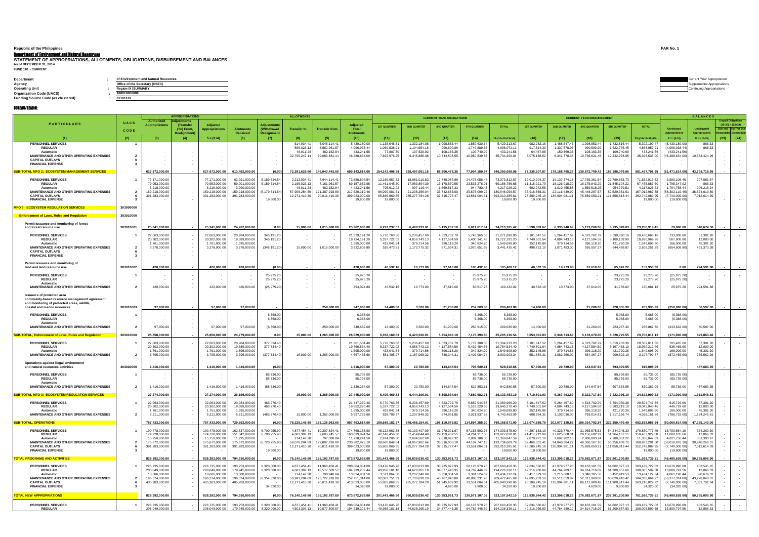**Republic of the Philippines**

**Department of Environment and Natural Resources**

**FAR No. 1**

**STATEMENT OF APPROPRIATIONS, ALLOTMENTS, OBLIGATIONS, DISBURSEMENTS AND BALANCES**
**As of DECEMBER 31, 2014**
**FUND 101 - CURRENT**

| | | |
|---|---|---|
| Department | : | of Environment and Natural Resources |
| Agency | : | Office of the Secretary (OSEC) |
| Operating Unit | : | Region IX (SUMMARY |
| Organization Code (UACS) | : | 100010000009 |
| Funding Source Code (as clustered) | : | 01101101 |

Current Year Appropriation
Supplemental Appropriations
Continuing Appropriations

**BUREAU/REGION:**

| PARTICULARS | UACS CODE | Authorized Appropriations | Adjustments (Transfer (To) From, Realignment) | Adjusted Appropriations | Allotments Received | Adjustments (Withdrawal, Realignment) | Transfer to | Transfer from | Adjusted Total Allotments | Current Year Obligations 1ST QUARTER | 2ND QUARTER | 3RD QUARTER | 4TH QUARTER | TOTAL | Current Year Disbursement 1ST QUARTER | 2ND QUARTER | 3RD QUARTER | 4TH QUARTER | TOTAL | Balances Unreleased Appropriations | Unobligated Allotments | Unpaid Obligations (15-20) = (23+24) Due and Demandable | Not Yet Due and Demandable |
|---|---|---|---|---|---|---|---|---|---|---|---|---|---|---|---|---|---|---|---|---|---|---|---|
| (1) | (2) | (3) | (4) | 5 = (3+4) | (6) | (7) | (8) | (9) | (10) | (11) | (12) | (13) | (14) | 15=(11+12+13+14) | (16) | (17) | (18) | (19) | 20=(16+17+18+19) | 21 = (5-10) | 22 = (10-15) | (23) | (24) |
| PERSONNEL SERVICES | 1 | - | - | - | - | - | 614,934.41 | 6,045,114.41 | 5,430,180.00 | 1,138,645.51 | 1,332,184.08 | 1,098,853.44 | 1,859,630.64 | 5,429,313.67 | 982,282.16 | 1,488,547.43 | 1,098,853.44 | 1,732,516.44 | 5,302,199.47 | (5,430,180.00) | 866.33 | - | - |
| REGULAR | | - | - | - | - | - | 566,023.13 | 5,562,961.57 | 4,996,938.44 | 1,060,838.21 | 1,194,654.16 | 990,690.09 | 1,749,889.65 | 4,996,072.11 | 917,814.30 | 1,337,678.07 | 990,690.09 | 1,622,775.45 | 4,868,957.91 | (4,996,938.44) | 866.33 | | |
| Automatic | | - | - | - | - | - | 48,911.28 | 482,152.84 | 433,241.56 | 77,807.30 | 137,529.92 | 108,163.35 | 109,740.99 | 433,241.56 | 64,467.86 | 150,869.36 | 108,163.35 | 109,740.99 | 433,241.56 | (433,241.56) | - | | |
| MAINTENANCE AND OTHER OPERATING EXPENSES | 2 | - | - | - | - | - | 32,795,247.14 | 79,083,881.14 | 46,288,634.00 | 7,692,976.25 | 6,345,886.38 | 10,744,506.55 | 10,950,839.86 | 35,734,209.04 | 6,075,156.52 | 6,341,778.38 | 10,736,621.45 | 12,242,978.65 | 35,396,535.00 | (46,288,634.00) | 10,554,424.96 | | |
| CAPITAL OUTLAYS | 6 | - | - | - | - | - | - | - | - | - | - | - | - | - | - | - | - | - | - | - | - | | |
| FINANCIAL EXPENSE | 3 | - | - | - | - | - | - | - | - | - | - | - | - | - | - | - | - | - | - | - | - | | |
| **SUB-TOTAL MFO 2: ECOSYSTEM MANAGEMENT SERVICES** | | 627,672,000.00 | - | 627,672,000.00 | 613,492,000.00 | (0.00) | 72,391,629.60 | 149,043,443.60 | 690,143,814.00 | 154,142,408.58 | 325,497,051.15 | 88,806,478.35 | 77,904,159.97 | 646,350,098.05 | 77,238,287.87 | 178,158,795.28 | 138,872,709.42 | 187,188,079.08 | 581,457,791.65 | (62,471,814.00) | 43,793,715.95 | | |
| PERSONNEL SERVICES | 1 | 77,171,000.00 | - | 77,171,000.00 | 62,991,000.00 | 5,159,714.54 | 2,213,934.41 | 7,644,114.41 | 73,580,894.54 | 12,166,657.72 | 18,981,010.83 | 17,748,087.88 | 24,478,056.44 | 73,373,812.87 | 12,010,294.37 | 19,137,374.18 | 17,735,361.54 | 22,799,883.73 | 71,682,913.82 | 3,590,105.46 | 207,081.67 | - | - |
| REGULAR | | 70,953,000.00 | - | 70,953,000.00 | 59,001,000.00 | 5,159,714.54 | 2,165,023.13 | 7,161,961.57 | 69,157,652.98 | 11,461,045.70 | 17,983,894.39 | 16,178,570.55 | 23,533,276.01 | 69,156,786.65 | 11,318,021.79 | 18,126,918.30 | 16,175,843.29 | 21,845,104.22 | 67,465,887.60 | 1,795,347.02 | 866.33 | | |
| Automatic | | 6,218,000.00 | - | 6,218,000.00 | 3,990,000.00 | | 48,911.28 | 482,152.84 | 4,423,241.56 | 705,612.02 | 997,116.44 | 1,569,517.33 | 944,780.43 | 4,217,026.22 | 692,272.58 | 1,010,455.88 | 1,559,518.25 | 954,779.51 | 4,217,026.22 | 1,794,758.44 | 206,215.34 | | |
| MAINTENANCE AND OTHER OPERATING EXPENSES | 2 | 159,218,000.00 | - | 159,218,000.00 | 159,218,000.00 | (5,179,514.54) | 57,906,284.89 | 121,387,918.89 | 217,520,119.46 | 86,090,081.31 | 21,238,256.04 | 33,742,663.00 | 39,875,099.22 | 180,946,099.57 | 36,918,868.31 | 22,116,439.99 | 45,448,297.67 | 52,529,381.91 | 157,012,987.88 | (58,302,119.46) | 36,574,019.89 | | |
| CAPITAL OUTLAYS | 6 | 391,283,000.00 | - | 391,283,000.00 | 391,283,000.00 | | 12,271,410.30 | 20,011,410.30 | 399,023,000.00 | 55,865,869.55 | 285,277,784.28 | 37,315,727.47 | 13,551,004.31 | 392,010,385.61 | 28,289,245.19 | 136,904,981.11 | 75,689,050.21 | 111,858,813.44 | 352,742,089.95 | (7,740,000.00) | 7,012,614.39 | | |
| FINANCIAL EXPENSE | 3 | - | - | - | - | 19,800.00 | | | 19,800.00 | 19,800.00 | - | - | - | 19,800.00 | 19,800.00 | - | - | - | 19,800.00 | (19,800.00) | - | | |
| **MFO 3: ECOSYSTEM REGULATION SERVICES** | 303000000 | | | | | | | | | | | | | | | | | | | | | | |
| **Enforcement of Laws, Rules and Regulation** | 303010000 | | | | | | | | | | | | | | | | | | | | | | |
| **Permit issuance and monitoring of forest and forest rsource use** | 303010001 | 25,341,000.00 | - | 25,341,000.00 | 24,262,000.00 | 0.00 | 15,000.00 | 1,015,000.00 | 25,262,000.00 | 6,297,237.67 | 6,409,233.01 | 5,195,237.10 | 6,811,617.64 | 24,713,325.42 | 5,598,369.67 | 6,335,940.69 | 5,119,260.06 | 6,235,349.03 | 23,288,919.45 | 79,000.00 | 548,674.58 | | |
| PERSONNEL SERVICES | 1 | 22,063,000.00 | - | 22,063,000.00 | 20,984,000.00 | 345,191.20 | - | - | 21,329,191.20 | 5,770,763.86 | 5,236,457.69 | 4,523,702.79 | 5,740,965.66 | 21,271,890.00 | 5,101,647.52 | 5,264,457.69 | 4,523,702.79 | 5,590,860.16 | 20,480,668.16 | 733,808.80 | 57,301.20 | - | - |
| REGULAR | | 20,302,000.00 | - | 20,302,000.00 | 19,389,000.00 | 345,191.20 | | | 19,734,191.20 | 5,337,722.02 | 4,856,743.13 | 4,127,584.59 | 5,400,141.46 | 19,722,191.20 | 4,749,501.64 | 4,884,743.13 | 4,127,584.59 | 5,169,139.90 | 18,930,969.26 | 567,808.80 | 12,000.00 | | |
| Automatic | | 1,761,000.00 | - | 1,761,000.00 | 1,595,000.00 | | | | 1,595,000.00 | 433,041.84 | 379,714.56 | 396,118.20 | 340,824.20 | 1,549,698.80 | 352,145.88 | 379,714.56 | 396,118.20 | 421,720.26 | 1,549,698.90 | 166,000.00 | 45,301.20 | | |
| MAINTENANCE AND OTHER OPERATING EXPENSES | 2 | 3,278,000.00 | - | 3,278,000.00 | 3,278,000.00 | (345,191.20) | 15,000.00 | 1,015,000.00 | 3,932,808.80 | 526,473.81 | 1,172,775.32 | 671,534.31 | 1,070,651.98 | 3,441,435.42 | 496,722.15 | 1,071,483.00 | 595,557.27 | 644,488.87 | 2,808,251.29 | (654,808.80) | 491,373.38 | | |
| CAPITAL OUTLAYS | 6 | - | - | - | - | - | - | - | - | - | - | - | - | - | - | - | - | - | - | - | - | | |
| FINANCIAL EXPENSE | 3 | - | - | - | - | - | - | - | - | - | - | - | - | - | - | - | - | - | - | - | - | | |
| **Permit issuance and monitoring of land and land resource use** | 303010002 | 420,000.00 | - | 420,000.00 | 420,000.00 | (0.00) | | | 420,000.00 | 40,532.16 | 10,773.00 | 37,610.00 | 106,492.96 | 195,408.12 | 40,532.16 | 10,773.00 | 37,610.00 | 65,041.22 | 153,956.38 | 0.00 | 224,591.88 | | |
| PERSONNEL SERVICES | 1 | - | - | - | - | 25,975.20 | - | - | 25,975.20 | - | - | - | 25,975.20 | 25,975.20 | - | - | - | 23,275.20 | 23,275.20 | (25,975.20) | - | - | - |
| REGULAR | | - | - | - | - | 25,975.20 | | | 25,975.20 | - | - | - | 25,975.20 | 25,975.20 | - | - | - | 23,275.20 | 23,275.20 | (25,975.20) | - | | |
| Automatic | | | | | | | | | | | | | | | | | | | | | | | |
| MAINTENANCE AND OTHER OPERATING EXPENSES | 2 | 420,000.00 | - | 420,000.00 | 420,000.00 | (25,975.20) | | | 394,024.80 | 40,532.16 | 10,773.00 | 37,610.00 | 80,517.76 | 169,432.92 | 40,532.16 | 10,773.00 | 37,610.00 | 41,766.02 | 130,681.18 | 25,975.20 | 224,591.88 | | |
| **Issuance of protected area community-based resource management agreement and monitoring of protected areas, wildlife, coastal and marine resources** | 303010003 | 97,000.00 | - | 97,000.00 | 97,000.00 | - | | 250,000.00 | 347,000.00 | 14,400.00 | 3,520.00 | 21,200.00 | 257,283.00 | 296,403.00 | 14,400.00 | - | 21,200.00 | 228,335.30 | 263,935.30 | (250,000.00) | 50,597.00 | | |
| PERSONNEL SERVICES | 1 | - | - | - | - | 6,368.00 | - | - | 6,368.00 | - | - | - | 6,368.00 | 6,368.00 | - | - | - | 5,068.00 | 5,068.00 | (6,368.00) | - | - | - |
| REGULAR | | - | - | - | - | 6,368.00 | | | 6,368.00 | - | - | - | 6,368.00 | 6,368.00 | - | - | - | 5,068.00 | 5,068.00 | (6,368.00) | - | | |
| Automatic | | | | | | | | | | | | | | | | | | | | | | | |
| MAINTENANCE AND OTHER OPERATING EXPENSES | 2 | 97,000.00 | - | 97,000.00 | 97,000.00 | (6,368.00) | | 250,000.00 | 340,632.00 | 14,400.00 | 3,520.00 | 21,200.00 | 250,915.00 | 290,035.00 | 14,400.00 | - | 21,200.00 | 223,267.30 | 258,867.30 | (243,632.00) | 50,597.00 | | |
| **SUB-TOTAL, Enforcement of Laws, Rules and Regulation** | 303010000 | 25,858,000.00 | - | 25,858,000.00 | 24,779,000.00 | 0.00 | 15,000.00 | 1,265,000.00 | 26,029,000.00 | 6,352,169.83 | 6,423,526.01 | 5,254,047.10 | 7,175,393.60 | 25,205,136.54 | 5,653,301.83 | 6,346,713.69 | 5,178,070.06 | 6,528,725.55 | 23,706,811.13 | (171,000.00) | 823,863.46 | | |
| PERSONNEL SERVICES | 1 | 22,063,000.00 | - | 22,063,000.00 | 20,984,000.00 | 377,534.40 | - | - | 21,361,534.40 | 5,770,763.86 | 5,236,457.69 | 4,523,702.79 | 5,773,308.86 | 21,304,233.20 | 5,101,647.52 | 5,264,457.69 | 4,523,702.79 | 5,619,203.36 | 20,509,011.36 | 701,465.60 | 57,301.20 | - | - |
| REGULAR | | 20,302,000.00 | - | 20,302,000.00 | 19,389,000.00 | 377,534.40 | | | 19,766,534.40 | 5,337,722.02 | 4,856,743.13 | 4,127,584.59 | 5,432,484.66 | 19,754,534.40 | 4,749,501.64 | 4,884,743.13 | 4,127,584.59 | 5,197,483.10 | 18,959,312.46 | 535,465.60 | 12,000.00 | | |
| Automatic | | 1,761,000.00 | - | 1,761,000.00 | 1,595,000.00 | | | | 1,595,000.00 | 433,041.84 | 379,714.56 | 396,118.20 | 340,824.20 | 1,549,698.80 | 352,145.88 | 379,714.56 | 396,118.20 | 421,720.26 | 1,549,698.90 | 166,000.00 | 45,301.20 | | |
| MAINTENANCE AND OTHER OPERATING EXPENSES | 2 | 3,795,000.00 | - | 3,795,000.00 | 3,795,000.00 | (377,534.40) | 15,000.00 | 1,265,000.00 | 4,667,465.60 | 581,405.97 | 1,187,068.32 | 730,344.31 | 1,402,084.74 | 3,900,903.34 | 551,654.31 | 1,082,256.00 | 654,367.27 | 909,522.19 | 3,197,799.77 | (872,465.60) | 766,562.26 | | |
| **Operations against illegal environment and natural resources activities** | 303020000 | 1,416,000.00 | - | 1,416,000.00 | 1,416,000.00 | (0.00) | | | 1,416,000.00 | 57,300.00 | 20,780.00 | 144,647.54 | 705,589.11 | 928,316.65 | 57,300.00 | 20,780.00 | 144,647.54 | 693,370.55 | 916,098.09 | - | 487,683.35 | | |
| PERSONNEL SERVICES | 1 | - | - | - | - | 85,736.00 | - | - | 85,736.00 | - | - | - | 85,736.00 | 85,736.00 | - | - | - | 85,736.00 | 85,736.00 | (85,736.00) | - | - | - |
| REGULAR | | - | - | - | - | 85,736.00 | | | 85,736.00 | - | - | - | 85,736.00 | 85,736.00 | - | - | - | 85,736.00 | 85,736.00 | (85,736.00) | - | | |
| Automatic | | | | | | | | | | | | | | | | | | | | | | | |
| MAINTENANCE AND OTHER OPERATING EXPENSES | 2 | 1,416,000.00 | - | 1,416,000.00 | 1,416,000.00 | (85,736.00) | | | 1,330,264.00 | 57,300.00 | 20,780.00 | 144,647.54 | 619,853.11 | 842,580.65 | 57,300.00 | 20,780.00 | 144,647.54 | 607,634.55 | 830,362.09 | 85,736.00 | 487,683.35 | | |
| **SUB-TOTAL MFO 3: ECOSYSTEM REGULATION SERVICES** | | 27,274,000.00 | - | 27,274,000.00 | 26,195,000.00 | - | 15,000.00 | 1,265,000.00 | 27,445,000.00 | 6,409,469.83 | 6,444,306.01 | 5,398,694.64 | 7,880,982.71 | 26,133,453.19 | 5,710,601.83 | 6,367,493.69 | 5,322,717.60 | 7,222,096.10 | 24,622,909.22 | (171,000.00) | 1,311,546.81 | | |
| PERSONNEL SERVICES | 1 | 22,063,000.00 | - | 22,063,000.00 | 20,984,000.00 | 463,270.40 | - | - | 21,447,270.40 | 5,770,763.86 | 5,236,457.69 | 4,523,702.79 | 5,859,044.86 | 21,389,969.20 | 5,101,647.52 | 5,264,457.69 | 4,523,702.79 | 5,704,939.36 | 20,594,747.36 | 615,729.60 | 57,301.20 | - | - |
| REGULAR | | 20,302,000.00 | - | 20,302,000.00 | 19,389,000.00 | 463,270.40 | | | 19,852,270.40 | 5,337,722.02 | 4,856,743.13 | 4,127,584.59 | 5,518,220.66 | 19,840,270.40 | 4,749,501.64 | 4,884,743.13 | 4,127,584.59 | 5,283,219.10 | 19,045,048.46 | 449,729.60 | 12,000.00 | | |
| Automatic | | 1,761,000.00 | - | 1,761,000.00 | 1,595,000.00 | | | | 1,595,000.00 | 433,041.84 | 379,714.56 | 396,118.20 | 340,824.20 | 1,549,698.80 | 352,145.88 | 379,714.56 | 396,118.20 | 421,720.26 | 1,549,698.90 | 166,000.00 | 45,301.20 | | |
| MAINTENANCE AND OTHER OPERATING EXPENSES | 2 | 5,211,000.00 | - | 5,211,000.00 | 5,211,000.00 | (463,270.40) | 15,000.00 | 1,265,000.00 | 5,997,729.60 | 638,705.97 | 1,207,848.32 | 874,991.85 | 2,021,937.85 | 4,743,483.99 | 608,954.31 | 1,103,036.00 | 799,014.81 | 1,517,156.74 | 4,028,161.86 | (786,729.60) | 1,254,245.61 | | |
| **SUB-TOTAL, OPERATIONS** | | 757,433,000.00 | - | 757,433,000.00 | 729,592,000.00 | (0.00) | 75,225,149.60 | 153,126,963.60 | 807,493,814.00 | 189,669,182.27 | 349,485,154.01 | 106,110,079.52 | 114,894,255.20 | 760,158,671.00 | 112,074,559.79 | 202,077,135.82 | 156,014,792.84 | 222,359,470.49 | 692,525,958.94 | (50,060,814.00) | 47,335,143.00 | | |
| PERSONNEL SERVICES | 1 | 190,478,000.00 | - | 190,478,000.00 | 162,637,000.00 | 6,700,955.90 | 4,877,454.41 | 10,307,634.41 | 174,768,135.90 | 45,122,662.88 | 40,139,407.09 | 31,978,301.87 | 57,153,503.76 | 174,393,875.60 | 44,297,183.19 | 40,323,770.44 | 31,965,575.53 | 54,244,248.33 | 170,830,777.49 | 15,709,864.10 | 374,260.30 | - | - |
| REGULAR | | 174,728,000.00 | - | 174,728,000.00 | 151,342,000.00 | 6,700,955.90 | 4,603,307.13 | 9,600,245.57 | 163,039,894.34 | 42,148,456.38 | 37,454,844.40 | 29,159,409.55 | 54,264,317.68 | 163,027,028.01 | 41,417,212.09 | 37,625,868.31 | 29,158,682.29 | 51,264,167.11 | 159,463,929.80 | 11,688,105.66 | 12,866.33 | | |
| Automatic | | 15,750,000.00 | - | 15,750,000.00 | 11,295,000.00 | | 274,147.28 | 707,388.84 | 11,728,241.56 | 2,974,206.50 | 2,684,562.69 | 2,818,892.32 | 2,889,186.08 | 11,366,847.59 | 2,879,971.10 | 2,697,902.13 | 2,808,893.24 | 2,980,081.22 | 11,366,847.69 | 4,021,758.44 | 361,393.97 | | |
| MAINTENANCE AND OTHER OPERATING EXPENSES | 2 | 175,672,000.00 | - | 175,672,000.00 | 175,672,000.00 | (6,720,755.90) | 58,076,284.89 | 122,807,918.89 | 233,682,878.10 | 88,660,849.84 | 24,067,962.64 | 36,816,050.18 | 44,189,747.13 | 193,734,609.79 | 39,468,331.41 | 24,848,384.27 | 48,360,167.10 | 56,256,408.72 | 168,933,291.50 | (58,010,878.10) | 39,948,268.31 | | |
| CAPITAL OUTLAYS | 6 | 391,283,000.00 | - | 391,283,000.00 | 391,283,000.00 | | 12,271,410.30 | 20,011,410.30 | 399,023,000.00 | 55,865,869.55 | 285,277,784.28 | 37,315,727.47 | 13,551,004.31 | 392,010,385.61 | 28,289,245.19 | 136,904,981.11 | 75,689,050.21 | 111,858,813.44 | 352,742,089.95 | (7,740,000.00) | 7,012,614.39 | | |
| FINANCIAL EXPENSE | 3 | - | - | - | - | 19,800.00 | | | 19,800.00 | 19,800.00 | - | - | - | 19,800.00 | 19,800.00 | - | - | - | 19,800.00 | (19,800.00) | - | | |
| **TOTAL PROGRAMS AND ACTIVITIES** | | 828,392,000.00 | - | 828,392,000.00 | 794,910,000.00 | (0.00) | 76,140,149.60 | 155,102,787.60 | 873,872,638.00 | 201,443,466.90 | 360,839,036.42 | 130,253,931.73 | 130,571,107.05 | 823,107,542.10 | 123,838,844.42 | 213,396,018.23 | 176,592,671.87 | 237,201,200.99 | 751,028,735.51 | (45,480,638.00) | 50,765,095.90 | | |
| PERSONNEL SERVICES | 1 | 226,735,000.00 | - | 226,735,000.00 | 193,253,000.00 | 8,320,000.00 | 4,877,454.41 | 11,368,458.41 | 208,064,004.00 | 53,470,045.76 | 47,830,613.88 | 38,235,827.93 | 68,123,970.78 | 207,660,458.35 | 52,634,566.07 | 47,979,977.23 | 38,163,101.59 | 64,662,077.13 | 203,439,722.02 | 18,670,996.00 | 403,545.65 | - | - |
| REGULAR | | 208,049,000.00 | - | 208,049,000.00 | 179,945,000.00 | 8,320,000.00 | 4,603,307.13 | 10,577,509.57 | 194,239,202.44 | 49,958,181.18 | 44,628,265.19 | 34,877,443.35 | 64,762,446.39 | 194,226,336.11 | 49,216,936.89 | 44,764,289.10 | 34,814,716.09 | 61,209,657.60 | 190,005,599.68 | 13,809,797.56 | 12,866.33 | | |
| Automatic | | 18,686,000.00 | - | 18,686,000.00 | 13,308,000.00 | | 274,147.28 | 790,948.84 | 13,824,801.56 | 3,511,864.58 | 3,202,348.69 | 3,358,384.58 | 3,361,524.39 | 13,434,122.24 | 3,417,629.18 | 3,215,688.13 | 3,348,385.50 | 3,452,419.53 | 13,434,122.34 | 4,861,198.44 | 390,679.32 | | |
| MAINTENANCE AND OTHER OPERATING EXPENSES | 2 | 196,374,000.00 | - | 196,374,000.00 | 196,374,000.00 | (8,354,320.00) | 58,991,284.89 | 123,722,918.89 | 252,751,314.00 | 92,087,751.59 | 27,730,638.26 | 40,767,843.88 | 48,886,231.96 | 209,472,465.69 | 42,895,233.16 | 28,511,059.89 | 52,311,960.80 | 60,620,410.42 | 184,338,664.27 | (56,377,314.00) | 43,278,848.31 | | |
| CAPITAL OUTLAYS | 6 | 405,283,000.00 | - | 405,283,000.00 | 405,283,000.00 | | 12,271,410.30 | 20,011,410.30 | 413,023,000.00 | 55,865,869.55 | 285,277,784.28 | 51,245,639.92 | 13,551,004.31 | 405,940,298.06 | 28,289,245.19 | 136,904,981.11 | 86,112,989.48 | 111,858,813.44 | 363,216,029.22 | (7,740,000.00) | 7,082,701.94 | | |
| FINANCIAL EXPENSE | 3 | - | - | - | - | 34,320.00 | | | 34,320.00 | 19,800.00 | - | 4,620.00 | 9,900.00 | 34,320.00 | 19,800.00 | - | 4,620.00 | 9,900.00 | 34,320.00 | (34,320.00) | - | | |
| **TOTAL NEW APPROPRIATIONS** | | 828,392,000.00 | - | 828,392,000.00 | 794,910,000.00 | (0.00) | 76,140,149.60 | 155,102,787.60 | 873,872,638.00 | 201,443,466.90 | 360,839,036.42 | 130,253,931.73 | 130,571,107.05 | 823,107,542.10 | 123,838,844.42 | 213,396,018.23 | 176,592,671.87 | 237,201,200.99 | 751,028,735.51 | (45,480,638.00) | 50,765,095.90 | | |
| PERSONNEL SERVICES | 1 | 226,735,000.00 | - | 226,735,000.00 | 193,253,000.00 | 8,320,000.00 | 4,877,454.41 | 11,368,458.41 | 208,064,004.00 | 53,470,045.76 | 47,830,613.88 | 38,235,827.93 | 68,123,970.78 | 207,660,458.35 | 52,634,566.07 | 47,979,977.23 | 38,163,101.59 | 64,662,077.13 | 203,439,722.02 | 18,670,996.00 | 403,545.65 | - | - |
| REGULAR | | 208,049,000.00 | - | 208,049,000.00 | 179,945,000.00 | 8,320,000.00 | 4,603,307.13 | 10,577,509.57 | 194,239,202.44 | 49,958,181.18 | 44,628,265.19 | 34,877,443.35 | 64,762,446.39 | 194,226,336.11 | 49,216,936.89 | 44,764,289.10 | 34,814,716.09 | 61,209,657.60 | 190,005,599.68 | 13,809,797.56 | 12,866.33 | | |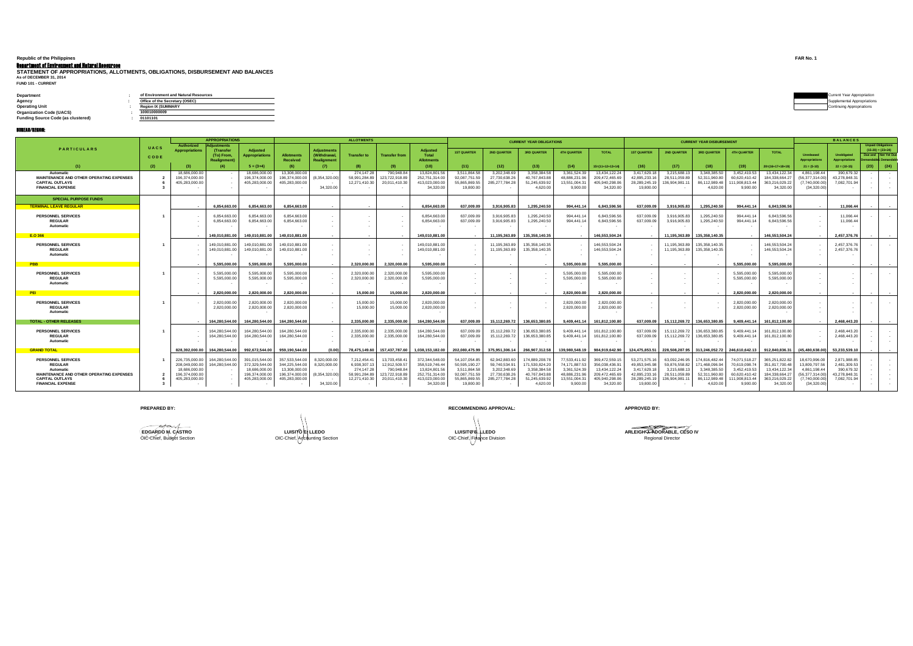Republic of the Philippines

FAR No. 1

**Department of Environment and Natural Resources**

**STATEMENT OF APPROPRIATIONS, ALLOTMENTS, OBLIGATIONS, DISBURSEMENT AND BALANCES**
**As of DECEMBER 31, 2014**
**FUND 101 - CURRENT**

| | | |
|---|---|---|
| Department | : | of Environment and Natural Resources |
| Agency | : | Office of the Secretary (OSEC) |
| Operating Unit | : | Region IX (SUMMARY |
| Organization Code (UACS) | : | 100010000009 |
| Funding Source Code (as clustered) | : | 01101101 |

Current Year Appropriation
Supplemental Appropriations
Continuing Appropriations

**BUREAU/REGION:**

| PARTICULARS | UACS CODE | APPROPRIATIONS: Authorized Appropriations | Adjustments (Transfer (To) From, Realignment) | Adjusted Appropriations | ALLOTMENTS: Allotments Received | Adjustments (Withdrawal, Realignment) | Transfer to | Transfer from | Adjusted Total Allotments | CURRENT YEAR OBLIGATIONS: 1ST QUARTER | 2ND QUARTER | 3RD QUARTER | 4TH QUARTER | TOTAL | CURRENT YEAR DISBURSEMENT: 1ST QUARTER | 2ND QUARTER | 3RD QUARTER | 4TH QUARTER | TOTAL | BALANCES: Unreleased Appropriations | Unobligated Appropriations | Unpaid Obligations (15-20) = (23+24): Due and Demandable | Not Yet Due and Demandable |
|---|---|---|---|---|---|---|---|---|---|---|---|---|---|---|---|---|---|---|---|---|---|---|---|
| (1) | (2) | (3) | (4) | 5 = (3+4) | (6) | (7) | (8) | (9) | (10) | (11) | (12) | (13) | (14) | 15=(11+12+13+14) | (16) | (17) | (18) | (19) | 20=(16+17+18+19) | 21 = (5-10) | 22 = (10-15) | (23) | (24) |
| Automatic | | 18,686,000.00 | - | 18,686,000.00 | 13,308,000.00 | | 274,147.28 | 790,948.84 | 13,824,801.56 | 3,511,864.58 | 3,202,348.69 | 3,358,384.58 | 3,361,524.39 | 13,434,122.24 | 3,417,629.18 | 3,215,688.13 | 3,348,385.50 | 3,452,419.53 | 13,434,122.34 | 4,861,198.44 | 390,679.32 | - | - |
| MAINTENANCE AND OTHER OPERATING EXPENSES | 2 | 196,374,000.00 | - | 196,374,000.00 | 196,374,000.00 | (8,354,320.00) | 58,991,284.89 | 123,722,918.89 | 252,751,314.00 | 92,087,751.59 | 27,730,638.26 | 40,767,843.88 | 48,886,231.96 | 209,472,465.69 | 42,895,233.16 | 28,511,059.89 | 52,311,960.80 | 60,620,410.42 | 184,338,664.27 | (56,377,314.00) | 43,278,848.31 | - | - |
| CAPITAL OUTLAYS | 6 | 405,283,000.00 | - | 405,283,000.00 | 405,283,000.00 | | 12,271,410.30 | 20,011,410.30 | 413,023,000.00 | 55,865,869.55 | 285,277,784.28 | 51,245,639.92 | 13,551,004.31 | 405,940,298.06 | 28,289,245.19 | 136,904,981.11 | 86,112,989.48 | 111,908,813.44 | 363,216,029.22 | (7,740,000.00) | 7,082,701.94 | - | - |
| FINANCIAL EXPENSE | 3 | - | - | - | - | 34,320.00 | - | - | 34,320.00 | 19,800.00 | - | 4,620.00 | 9,900.00 | 34,320.00 | 19,800.00 | - | 4,620.00 | 9,900.00 | 34,320.00 | (34,320.00) | - | - | - |
| **SPECIAL PURPOSE FUNDS** | | | | | | | | | | | | | | | | | | | | | | | |
| **TERMINAL LEAVE REGULAR** | | - | 6,854,663.00 | 6,854,663.00 | 6,854,663.00 | - | - | - | 6,854,663.00 | 637,009.09 | 3,916,905.83 | 1,295,240.50 | 994,441.14 | 6,843,596.56 | 637,009.09 | 3,916,905.83 | 1,295,240.50 | 994,441.14 | 6,843,596.56 | - | 11,066.44 | - | - |
| PERSONNEL SERVICES | 1 | - | 6,854,663.00 | 6,854,663.00 | 6,854,663.00 | - | - | - | 6,854,663.00 | 637,009.09 | 3,916,905.83 | 1,295,240.50 | 994,441.14 | 6,843,596.56 | 637,009.09 | 3,916,905.83 | 1,295,240.50 | 994,441.14 | 6,843,596.56 | - | 11,066.44 | - | - |
| REGULAR | | - | 6,854,663.00 | 6,854,663.00 | 6,854,663.00 | - | - | - | 6,854,663.00 | 637,009.09 | 3,916,905.83 | 1,295,240.50 | 994,441.14 | 6,843,596.56 | 637,009.09 | 3,916,905.83 | 1,295,240.50 | 994,441.14 | 6,843,596.56 | - | 11,066.44 | | |
| Automatic | | - | - | - | - | - | - | - | - | - | - | - | - | - | - | - | - | - | - | - | - | | |
| **E.O 366** | | - | 149,010,881.00 | 149,010,881.00 | 149,010,881.00 | - | - | - | 149,010,881.00 | - | 11,195,363.89 | 135,358,140.35 | - | 146,553,504.24 | - | 11,195,363.89 | 135,358,140.35 | - | 146,553,504.24 | - | 2,457,376.76 | - | - |
| PERSONNEL SERVICES | 1 | - | 149,010,881.00 | 149,010,881.00 | 149,010,881.00 | - | - | - | 149,010,881.00 | - | 11,195,363.89 | 135,358,140.35 | - | 146,553,504.24 | - | 11,195,363.89 | 135,358,140.35 | - | 146,553,504.24 | - | 2,457,376.76 | - | - |
| REGULAR | | - | 149,010,881.00 | 149,010,881.00 | 149,010,881.00 | - | - | - | 149,010,881.00 | - | 11,195,363.89 | 135,358,140.35 | - | 146,553,504.24 | - | 11,195,363.89 | 135,358,140.35 | - | 146,553,504.24 | - | 2,457,376.76 | | |
| Automatic | | - | - | - | - | - | - | - | - | - | - | - | - | - | - | - | - | - | - | - | - | | |
| **PBB** | | - | 5,595,000.00 | 5,595,000.00 | 5,595,000.00 | - | 2,320,000.00 | 2,320,000.00 | 5,595,000.00 | - | - | - | 5,595,000.00 | 5,595,000.00 | - | - | - | 5,595,000.00 | 5,595,000.00 | - | - | - | - |
| PERSONNEL SERVICES | 1 | - | 5,595,000.00 | 5,595,000.00 | 5,595,000.00 | - | 2,320,000.00 | 2,320,000.00 | 5,595,000.00 | - | - | - | 5,595,000.00 | 5,595,000.00 | - | - | - | 5,595,000.00 | 5,595,000.00 | - | - | - | - |
| REGULAR | | - | 5,595,000.00 | 5,595,000.00 | 5,595,000.00 | - | 2,320,000.00 | 2,320,000.00 | 5,595,000.00 | - | - | - | 5,595,000.00 | 5,595,000.00 | - | - | - | 5,595,000.00 | 5,595,000.00 | - | - | | |
| Automatic | | - | - | - | - | - | - | - | - | - | - | - | - | - | - | - | - | - | - | - | - | | |
| **PEI** | | - | 2,820,000.00 | 2,820,000.00 | 2,820,000.00 | - | 15,000.00 | 15,000.00 | 2,820,000.00 | - | - | - | 2,820,000.00 | 2,820,000.00 | - | - | - | 2,820,000.00 | 2,820,000.00 | - | - | - | - |
| PERSONNEL SERVICES | 1 | - | 2,820,000.00 | 2,820,000.00 | 2,820,000.00 | - | 15,000.00 | 15,000.00 | 2,820,000.00 | - | - | - | 2,820,000.00 | 2,820,000.00 | - | - | - | 2,820,000.00 | 2,820,000.00 | - | - | - | - |
| REGULAR | | - | 2,820,000.00 | 2,820,000.00 | 2,820,000.00 | - | 15,000.00 | 15,000.00 | 2,820,000.00 | - | - | - | 2,820,000.00 | 2,820,000.00 | - | - | - | 2,820,000.00 | 2,820,000.00 | - | - | | |
| Automatic | | - | - | - | - | - | - | - | - | - | - | - | - | - | - | - | - | - | - | - | - | | |
| **TOTAL - OTHER RELEASES** | | - | 164,280,544.00 | 164,280,544.00 | 164,280,544.00 | - | 2,335,000.00 | 2,335,000.00 | 164,280,544.00 | 637,009.09 | 15,112,269.72 | 136,653,380.85 | 9,409,441.14 | 161,812,100.80 | 637,009.09 | 15,112,269.72 | 136,653,380.85 | 9,409,441.14 | 161,812,100.80 | - | 2,468,443.20 | - | - |
| PERSONNEL SERVICES | 1 | - | 164,280,544.00 | 164,280,544.00 | 164,280,544.00 | - | 2,335,000.00 | 2,335,000.00 | 164,280,544.00 | 637,009.09 | 15,112,269.72 | 136,653,380.85 | 9,409,441.14 | 161,812,100.80 | 637,009.09 | 15,112,269.72 | 136,653,380.85 | 9,409,441.14 | 161,812,100.80 | - | 2,468,443.20 | - | - |
| REGULAR | | - | 164,280,544.00 | 164,280,544.00 | 164,280,544.00 | - | 2,335,000.00 | 2,335,000.00 | 164,280,544.00 | 637,009.09 | 15,112,269.72 | 136,653,380.85 | 9,409,441.14 | 161,812,100.80 | 637,009.09 | 15,112,269.72 | 136,653,380.85 | 9,409,441.14 | 161,812,100.80 | - | 2,468,443.20 | - | - |
| Automatic | | | | | | | | | | | | | | | | | | | | | | | |
| **GRAND TOTAL** | | 828,392,000.00 | 164,280,544.00 | 992,672,544.00 | 959,190,544.00 | (0.00) | 78,475,149.60 | 157,437,787.60 | 1,038,153,182.00 | 202,080,475.99 | 375,951,306.14 | 266,907,312.58 | 139,980,548.19 | 984,919,642.90 | 124,475,853.51 | 228,508,287.95 | 313,246,052.72 | 246,610,642.13 | 912,840,836.31 | (45,480,638.00) | 53,233,539.10 | - | - |
| PERSONNEL SERVICES | 1 | 226,735,000.00 | 164,280,544.00 | 391,015,544.00 | 357,533,544.00 | 8,320,000.00 | 7,212,454.41 | 13,703,458.41 | 372,344,548.00 | 54,107,054.85 | 62,942,883.60 | 174,889,208.78 | 77,533,411.92 | 369,472,559.15 | 53,271,575.16 | 63,092,246.95 | 174,816,482.44 | 74,071,518.27 | 365,251,822.82 | 18,670,996.00 | 2,871,988.85 | - | - |
| REGULAR | | 208,049,000.00 | 164,280,544.00 | 372,329,544.00 | 344,225,544.00 | 8,320,000.00 | 6,938,307.13 | 12,912,509.57 | 358,519,746.44 | 50,595,190.27 | 59,740,534.91 | 171,530,824.20 | 74,171,887.53 | 356,038,436.91 | 49,853,945.98 | 59,876,558.82 | 171,468,096.94 | 70,619,098.74 | 351,817,700.48 | 13,809,797.56 | 2,481,309.53 | - | - |
| Automatic | | 18,686,000.00 | - | 18,686,000.00 | 13,308,000.00 | - | 274,147.28 | 790,948.84 | 13,824,801.56 | 3,511,864.58 | 3,202,348.69 | 3,358,384.58 | 3,361,524.39 | 13,434,122.24 | 3,417,629.18 | 3,215,688.13 | 3,348,385.50 | 3,452,419.53 | 13,434,122.34 | 4,861,198.44 | 390,679.32 | - | - |
| MAINTENANCE AND OTHER OPERATING EXPENSES | 2 | 196,374,000.00 | - | 196,374,000.00 | 196,374,000.00 | (8,354,320.00) | 58,991,284.89 | 123,722,918.89 | 252,751,314.00 | 92,087,751.59 | 27,730,638.26 | 40,767,843.88 | 48,886,231.96 | 209,472,465.69 | 42,895,233.16 | 28,511,059.89 | 52,311,960.80 | 60,620,410.42 | 184,338,664.27 | (56,377,314.00) | 43,278,848.31 | - | - |
| CAPITAL OUTLAYS | 6 | 405,283,000.00 | - | 405,283,000.00 | 405,283,000.00 | | 12,271,410.30 | 20,011,410.30 | 413,023,000.00 | 55,865,869.55 | 285,277,784.28 | 51,245,639.92 | 13,551,004.31 | 405,940,298.06 | 28,289,245.19 | 136,904,981.11 | 86,112,989.48 | 111,908,813.44 | 363,216,029.22 | (7,740,000.00) | 7,082,701.94 | - | - |
| FINANCIAL EXPENSE | 3 | - | - | - | - | 34,320.00 | - | - | 34,320.00 | 19,800.00 | - | 4,620.00 | 9,900.00 | 34,320.00 | 19,800.00 | - | 4,620.00 | 9,900.00 | 34,320.00 | (34,320.00) | - | - | - |

**PREPARED BY:**

**EDGARDO M. CASTRO**
OIC-Chief, Budget Section

**LUISITO E. LLEDO**
OIC-Chief, Accounting Section

**RECOMMENDING APPROVAL:**

**LUISITO E. LLEDO**
OIC-Chief, Finance Division

**APPROVED BY:**

**ARLEIGH J. ADORABLE, CESO IV**
Regional Director